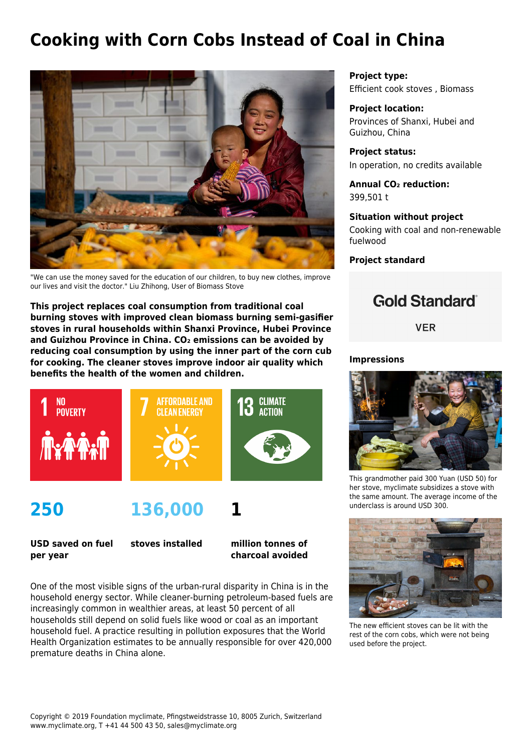# Cooking with Corn Cobs Instead of Coal in China

"We can use the money saved for the education of our children, to buy new clothes, improve our lives and visit the doctor." Liu Zhihong, User of Biomass Stove

**This project replaces coal consumption from traditional coal burning stoves with improved clean biomass burning semi-gasifier stoves in rural households within Shanxi Province, Hubei Province and Guizhou Province in China. $CO_2$ emissions can be avoided by reducing coal consumption by using the inner part of the corn cub for cooking. The cleaner stoves improve indoor air quality which benefits the health of the women and children.**

1 NO POVERTY

7 AFFORDABLE AND CLEAN ENERGY

13 CLIMATE ACTION

| 250 | 136,000 | 1 |
|---|---|---|
| **USD saved on fuel per year** | **stoves installed** | **million tonnes of charcoal avoided** |

One of the most visible signs of the urban-rural disparity in China is in the household energy sector. While cleaner-burning petroleum-based fuels are increasingly common in wealthier areas, at least 50 percent of all households still depend on solid fuels like wood or coal as an important household fuel. A practice resulting in pollution exposures that the World Health Organization estimates to be annually responsible for over 420,000 premature deaths in China alone.

**Project type:**
Efficient cook stoves , Biomass

**Project location:**
Provinces of Shanxi, Hubei and Guizhou, China

**Project status:**
In operation, no credits available

**Annual $CO_2$ reduction:**
399,501 t

**Situation without project**
Cooking with coal and non-renewable fuelwood

**Project standard**

Gold Standard®

VER

**Impressions**

This grandmother paid 300 Yuan (USD 50) for her stove, myclimate subsidizes a stove with the same amount. The average income of the underclass is around USD 300.

The new efficient stoves can be lit with the rest of the corn cobs, which were not being used before the project.

Copyright © 2019 Foundation myclimate, Pfingstweidstrasse 10, 8005 Zurich, Switzerland
www.myclimate.org, T +41 44 500 43 50, sales@myclimate.org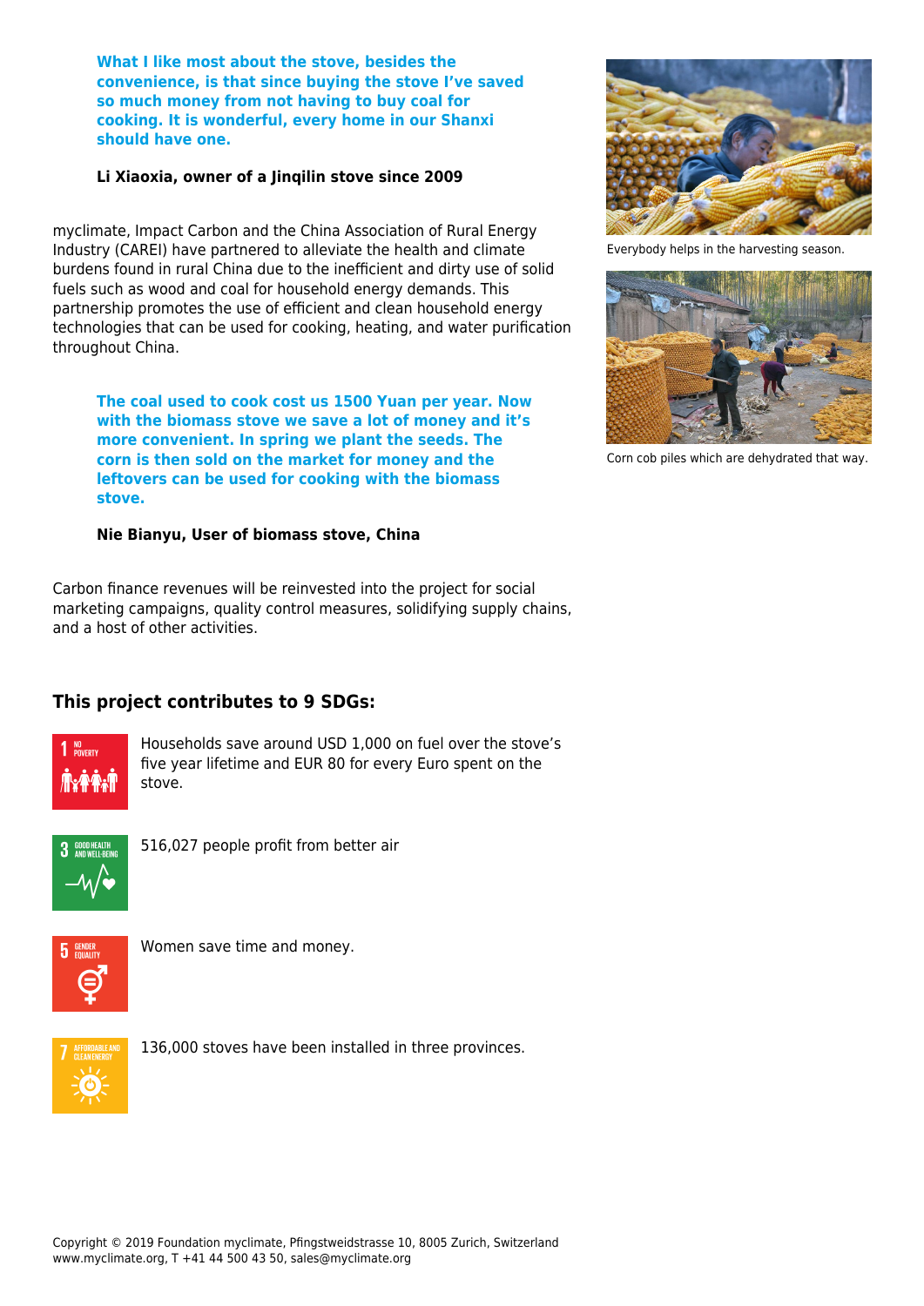> **What I like most about the stove, besides the convenience, is that since buying the stove I've saved so much money from not having to buy coal for cooking. It is wonderful, every home in our Shanxi should have one.**
>
> **Li Xiaoxia, owner of a Jinqilin stove since 2009**

myclimate, Impact Carbon and the China Association of Rural Energy Industry (CAREI) have partnered to alleviate the health and climate burdens found in rural China due to the inefficient and dirty use of solid fuels such as wood and coal for household energy demands. This partnership promotes the use of efficient and clean household energy technologies that can be used for cooking, heating, and water purification throughout China.

> **The coal used to cook cost us 1500 Yuan per year. Now with the biomass stove we save a lot of money and it's more convenient. In spring we plant the seeds. The corn is then sold on the market for money and the leftovers can be used for cooking with the biomass stove.**
>
> **Nie Bianyu, User of biomass stove, China**

Carbon finance revenues will be reinvested into the project for social marketing campaigns, quality control measures, solidifying supply chains, and a host of other activities.

Everybody helps in the harvesting season.

Corn cob piles which are dehydrated that way.

## This project contributes to 9 SDGs:

1 NO POVERTY — Households save around USD 1,000 on fuel over the stove's five year lifetime and EUR 80 for every Euro spent on the stove.

3 GOOD HEALTH AND WELL-BEING — 516,027 people profit from better air

5 GENDER EQUALITY — Women save time and money.

7 AFFORDABLE AND CLEAN ENERGY — 136,000 stoves have been installed in three provinces.

Copyright © 2019 Foundation myclimate, Pfingstweidstrasse 10, 8005 Zurich, Switzerland
www.myclimate.org, T +41 44 500 43 50, sales@myclimate.org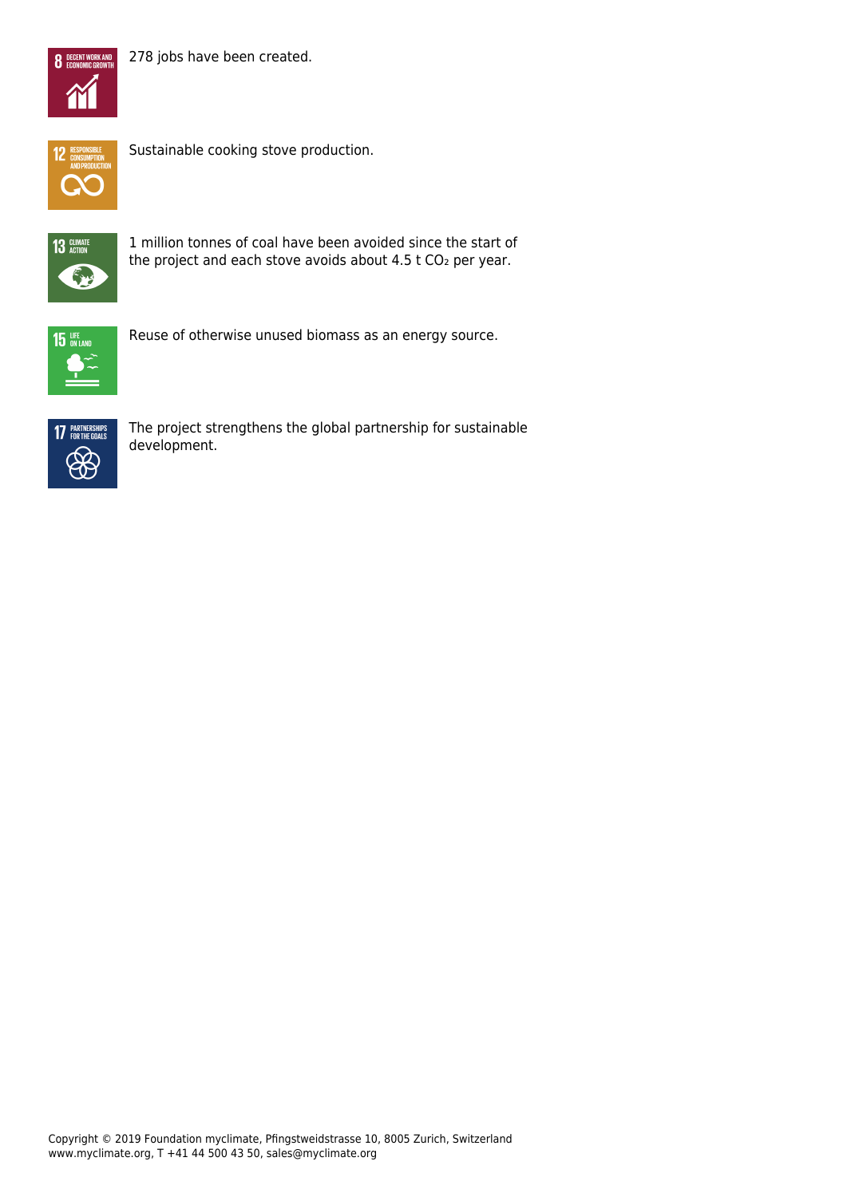278 jobs have been created.

Sustainable cooking stove production.

1 million tonnes of coal have been avoided since the start of the project and each stove avoids about 4.5 t $CO_2$ per year.

Reuse of otherwise unused biomass as an energy source.

The project strengthens the global partnership for sustainable development.

Copyright © 2019 Foundation myclimate, Pfingstweidstrasse 10, 8005 Zurich, Switzerland
www.myclimate.org, T +41 44 500 43 50, sales@myclimate.org